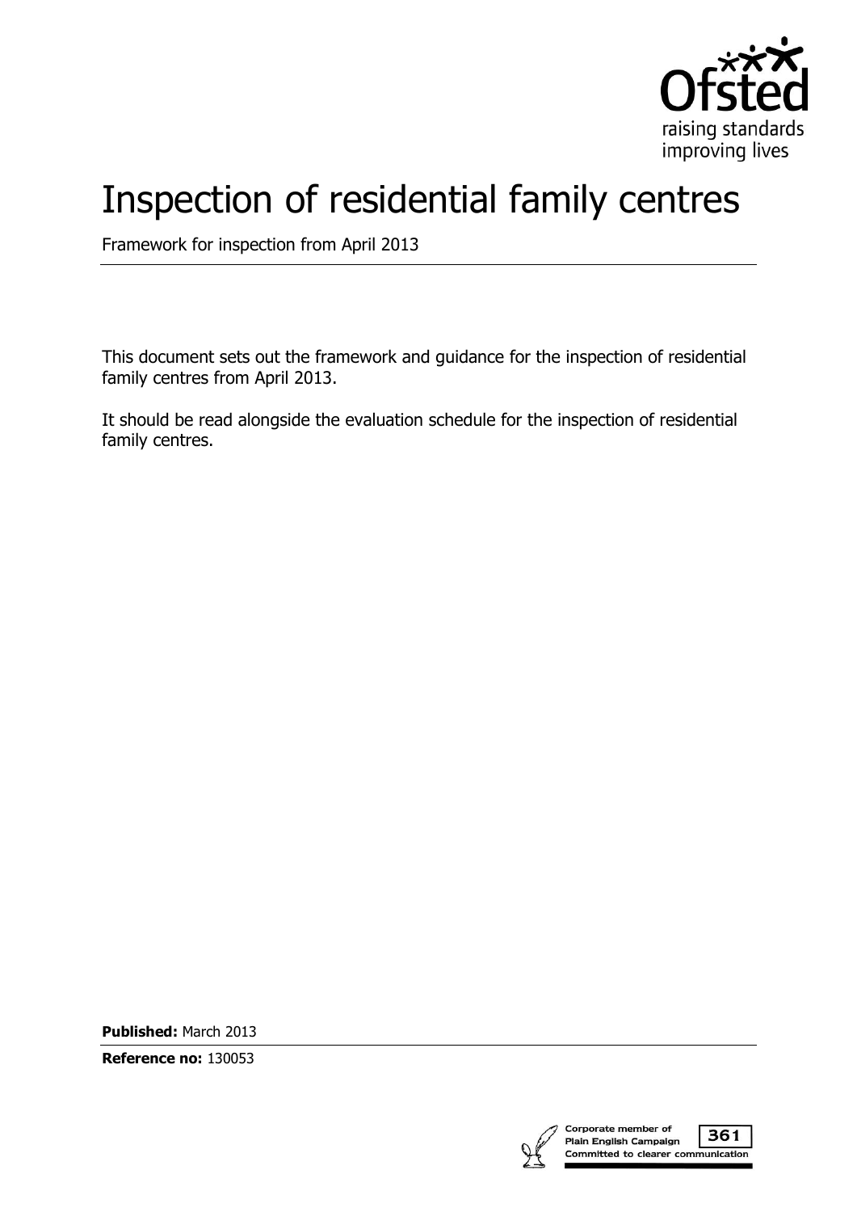# Inspection of residential family centres

Framework for inspection from April 2013

This document sets out the framework and guidance for the inspection of residential family centres from April 2013.

It should be read alongside the evaluation schedule for the inspection of residential family centres.

**Published:** March 2013

**Reference no:** 130053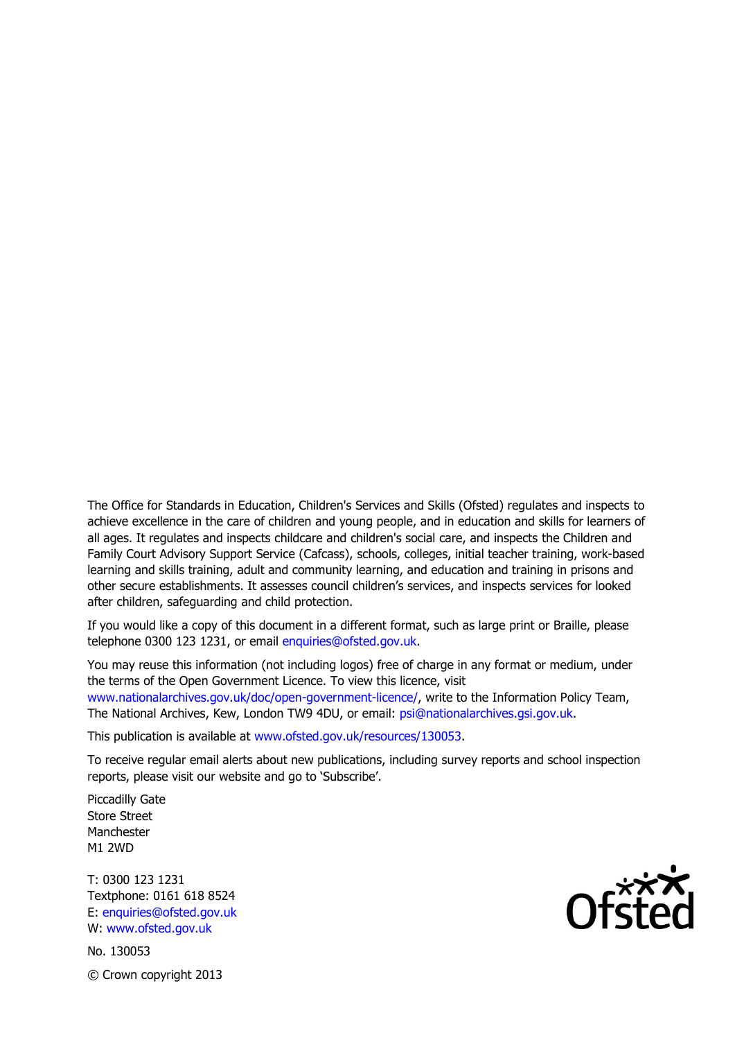The Office for Standards in Education, Children's Services and Skills (Ofsted) regulates and inspects to achieve excellence in the care of children and young people, and in education and skills for learners of all ages. It regulates and inspects childcare and children's social care, and inspects the Children and Family Court Advisory Support Service (Cafcass), schools, colleges, initial teacher training, work-based learning and skills training, adult and community learning, and education and training in prisons and other secure establishments. It assesses council children's services, and inspects services for looked after children, safeguarding and child protection.

If you would like a copy of this document in a different format, such as large print or Braille, please telephone 0300 123 1231, or email enquiries@ofsted.gov.uk.

You may reuse this information (not including logos) free of charge in any format or medium, under the terms of the Open Government Licence. To view this licence, visit www.nationalarchives.gov.uk/doc/open-government-licence/, write to the Information Policy Team, The National Archives, Kew, London TW9 4DU, or email: psi@nationalarchives.gsi.gov.uk.

This publication is available at www.ofsted.gov.uk/resources/130053.

To receive regular email alerts about new publications, including survey reports and school inspection reports, please visit our website and go to 'Subscribe'.

Piccadilly Gate
Store Street
Manchester
M1 2WD

T: 0300 123 1231
Textphone: 0161 618 8524
E: enquiries@ofsted.gov.uk
W: www.ofsted.gov.uk

No. 130053

© Crown copyright 2013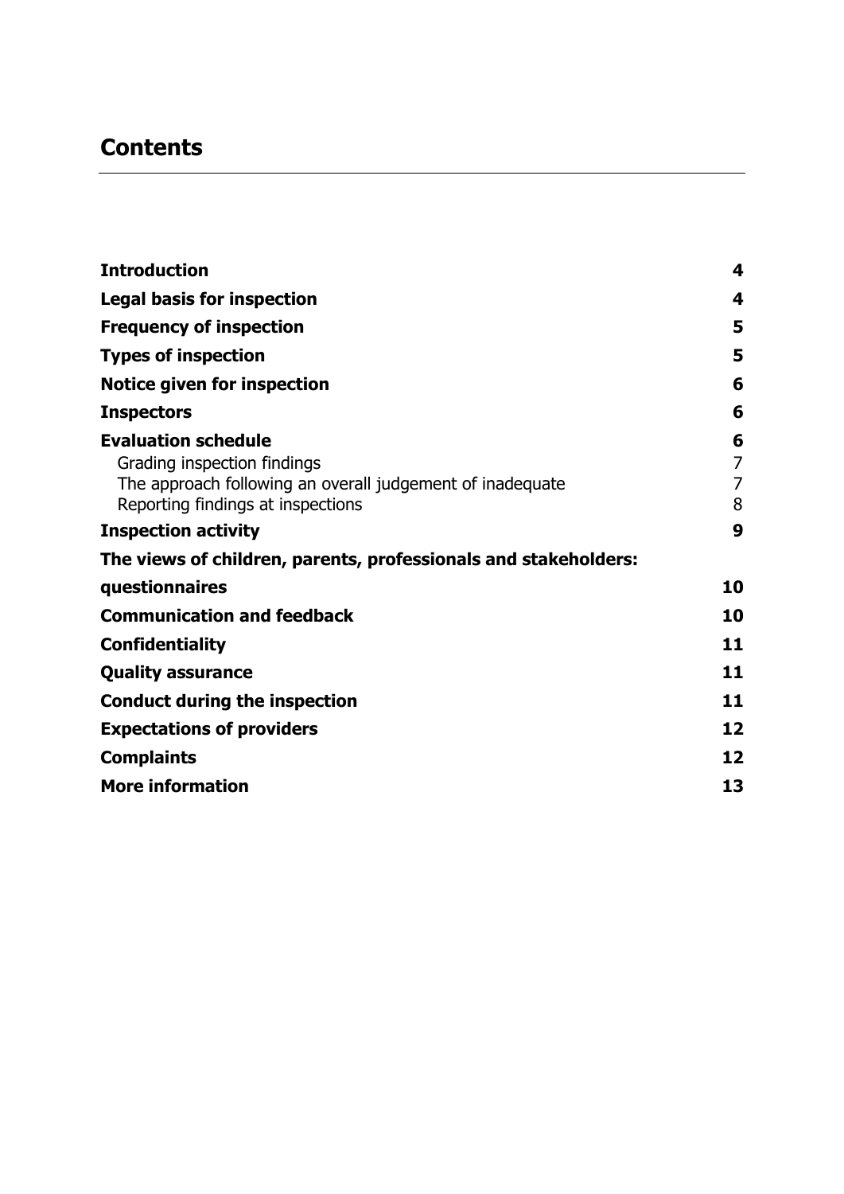## Contents

| | |
|---|---|
| **Introduction** | **4** |
| **Legal basis for inspection** | **4** |
| **Frequency of inspection** | **5** |
| **Types of inspection** | **5** |
| **Notice given for inspection** | **6** |
| **Inspectors** | **6** |
| **Evaluation schedule** | **6** |
| Grading inspection findings | 7 |
| The approach following an overall judgement of inadequate | 7 |
| Reporting findings at inspections | 8 |
| **Inspection activity** | **9** |
| **The views of children, parents, professionals and stakeholders: questionnaires** | **10** |
| **Communication and feedback** | **10** |
| **Confidentiality** | **11** |
| **Quality assurance** | **11** |
| **Conduct during the inspection** | **11** |
| **Expectations of providers** | **12** |
| **Complaints** | **12** |
| **More information** | **13** |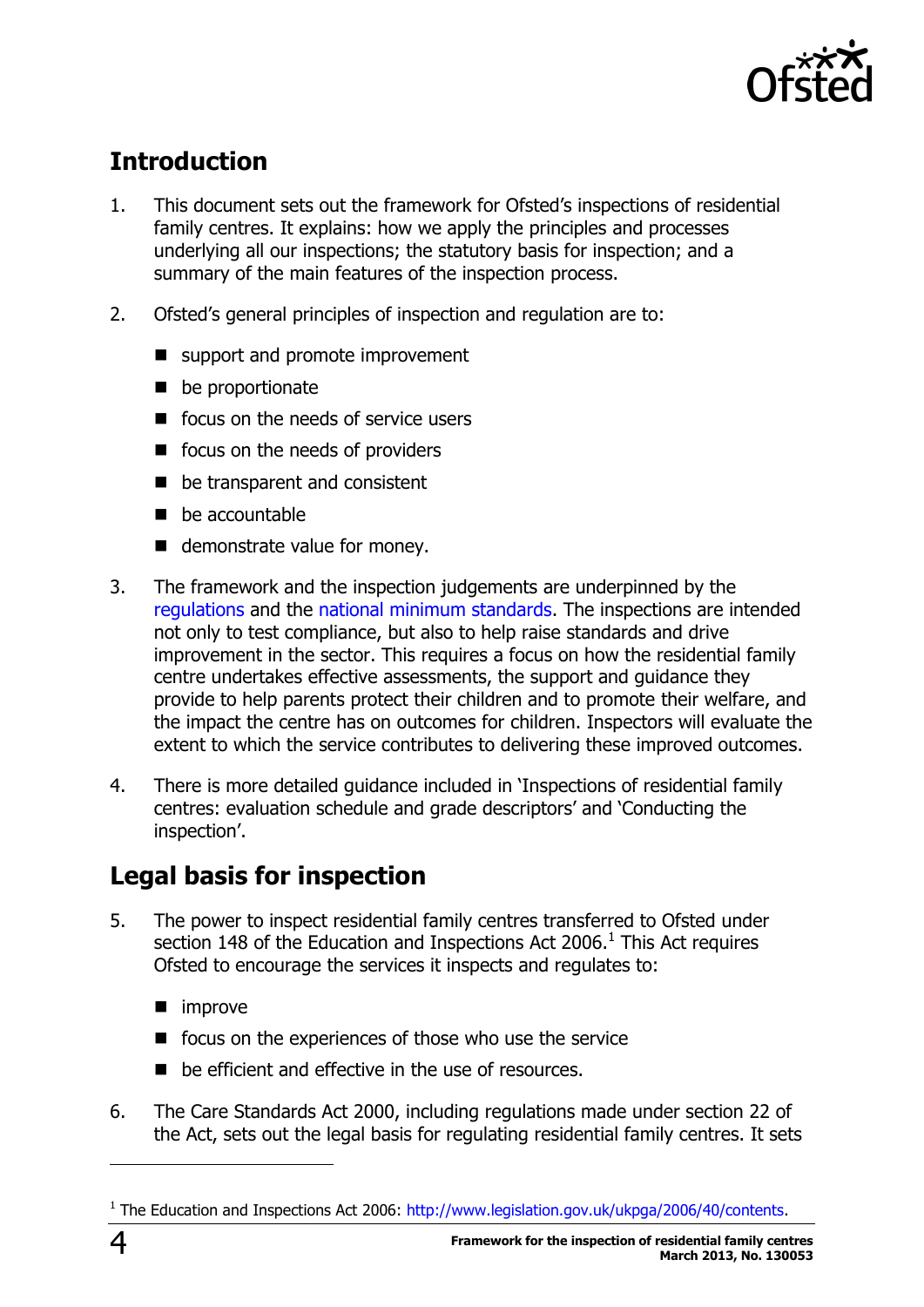## Introduction

1. This document sets out the framework for Ofsted's inspections of residential family centres. It explains: how we apply the principles and processes underlying all our inspections; the statutory basis for inspection; and a summary of the main features of the inspection process.

2. Ofsted's general principles of inspection and regulation are to:

   - support and promote improvement
   - be proportionate
   - focus on the needs of service users
   - focus on the needs of providers
   - be transparent and consistent
   - be accountable
   - demonstrate value for money.

3. The framework and the inspection judgements are underpinned by the regulations and the national minimum standards. The inspections are intended not only to test compliance, but also to help raise standards and drive improvement in the sector. This requires a focus on how the residential family centre undertakes effective assessments, the support and guidance they provide to help parents protect their children and to promote their welfare, and the impact the centre has on outcomes for children. Inspectors will evaluate the extent to which the service contributes to delivering these improved outcomes.

4. There is more detailed guidance included in 'Inspections of residential family centres: evaluation schedule and grade descriptors' and 'Conducting the inspection'.

## Legal basis for inspection

5. The power to inspect residential family centres transferred to Ofsted under section 148 of the Education and Inspections Act 2006.[1] This Act requires Ofsted to encourage the services it inspects and regulates to:

   - improve
   - focus on the experiences of those who use the service
   - be efficient and effective in the use of resources.

6. The Care Standards Act 2000, including regulations made under section 22 of the Act, sets out the legal basis for regulating residential family centres. It sets

---

[1] The Education and Inspections Act 2006: http://www.legislation.gov.uk/ukpga/2006/40/contents.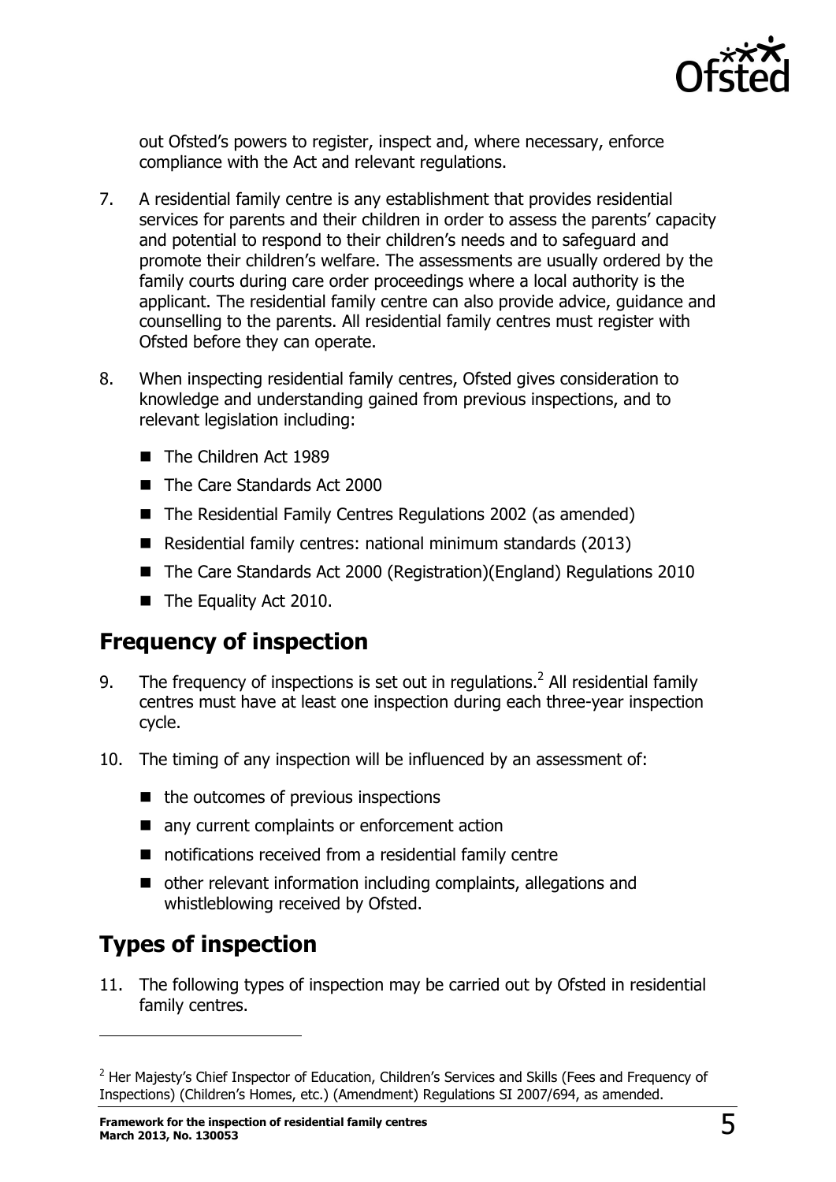out Ofsted's powers to register, inspect and, where necessary, enforce compliance with the Act and relevant regulations.

7. A residential family centre is any establishment that provides residential services for parents and their children in order to assess the parents' capacity and potential to respond to their children's needs and to safeguard and promote their children's welfare. The assessments are usually ordered by the family courts during care order proceedings where a local authority is the applicant. The residential family centre can also provide advice, guidance and counselling to the parents. All residential family centres must register with Ofsted before they can operate.

8. When inspecting residential family centres, Ofsted gives consideration to knowledge and understanding gained from previous inspections, and to relevant legislation including:
   - The Children Act 1989
   - The Care Standards Act 2000
   - The Residential Family Centres Regulations 2002 (as amended)
   - Residential family centres: national minimum standards (2013)
   - The Care Standards Act 2000 (Registration)(England) Regulations 2010
   - The Equality Act 2010.

## Frequency of inspection

9. The frequency of inspections is set out in regulations.[2] All residential family centres must have at least one inspection during each three-year inspection cycle.

10. The timing of any inspection will be influenced by an assessment of:
    - the outcomes of previous inspections
    - any current complaints or enforcement action
    - notifications received from a residential family centre
    - other relevant information including complaints, allegations and whistleblowing received by Ofsted.

## Types of inspection

11. The following types of inspection may be carried out by Ofsted in residential family centres.

---

[2] Her Majesty's Chief Inspector of Education, Children's Services and Skills (Fees and Frequency of Inspections) (Children's Homes, etc.) (Amendment) Regulations SI 2007/694, as amended.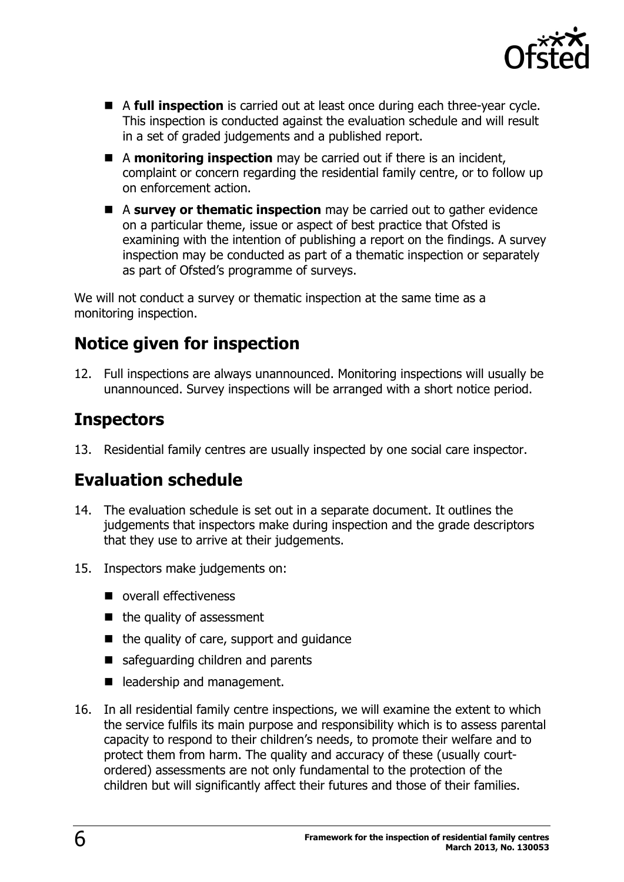- A **full inspection** is carried out at least once during each three-year cycle. This inspection is conducted against the evaluation schedule and will result in a set of graded judgements and a published report.
- A **monitoring inspection** may be carried out if there is an incident, complaint or concern regarding the residential family centre, or to follow up on enforcement action.
- A **survey or thematic inspection** may be carried out to gather evidence on a particular theme, issue or aspect of best practice that Ofsted is examining with the intention of publishing a report on the findings. A survey inspection may be conducted as part of a thematic inspection or separately as part of Ofsted's programme of surveys.

We will not conduct a survey or thematic inspection at the same time as a monitoring inspection.

## Notice given for inspection

12. Full inspections are always unannounced. Monitoring inspections will usually be unannounced. Survey inspections will be arranged with a short notice period.

## Inspectors

13. Residential family centres are usually inspected by one social care inspector.

## Evaluation schedule

14. The evaluation schedule is set out in a separate document. It outlines the judgements that inspectors make during inspection and the grade descriptors that they use to arrive at their judgements.

15. Inspectors make judgements on:
    - overall effectiveness
    - the quality of assessment
    - the quality of care, support and guidance
    - safeguarding children and parents
    - leadership and management.

16. In all residential family centre inspections, we will examine the extent to which the service fulfils its main purpose and responsibility which is to assess parental capacity to respond to their children's needs, to promote their welfare and to protect them from harm. The quality and accuracy of these (usually court-ordered) assessments are not only fundamental to the protection of the children but will significantly affect their futures and those of their families.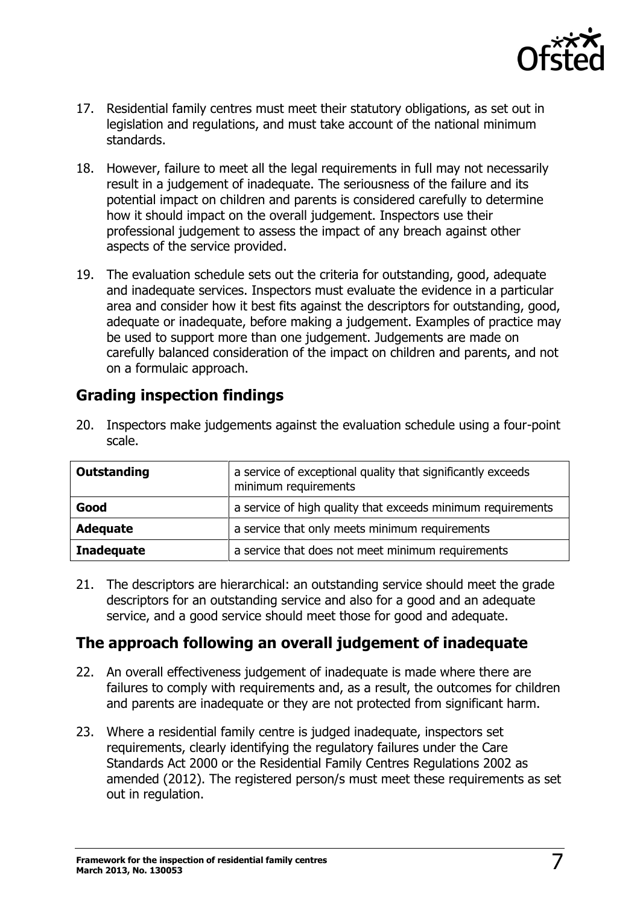17. Residential family centres must meet their statutory obligations, as set out in legislation and regulations, and must take account of the national minimum standards.

18. However, failure to meet all the legal requirements in full may not necessarily result in a judgement of inadequate. The seriousness of the failure and its potential impact on children and parents is considered carefully to determine how it should impact on the overall judgement. Inspectors use their professional judgement to assess the impact of any breach against other aspects of the service provided.

19. The evaluation schedule sets out the criteria for outstanding, good, adequate and inadequate services. Inspectors must evaluate the evidence in a particular area and consider how it best fits against the descriptors for outstanding, good, adequate or inadequate, before making a judgement. Examples of practice may be used to support more than one judgement. Judgements are made on carefully balanced consideration of the impact on children and parents, and not on a formulaic approach.

## Grading inspection findings

20. Inspectors make judgements against the evaluation schedule using a four-point scale.

| | |
|---|---|
| **Outstanding** | a service of exceptional quality that significantly exceeds minimum requirements |
| **Good** | a service of high quality that exceeds minimum requirements |
| **Adequate** | a service that only meets minimum requirements |
| **Inadequate** | a service that does not meet minimum requirements |

21. The descriptors are hierarchical: an outstanding service should meet the grade descriptors for an outstanding service and also for a good and an adequate service, and a good service should meet those for good and adequate.

## The approach following an overall judgement of inadequate

22. An overall effectiveness judgement of inadequate is made where there are failures to comply with requirements and, as a result, the outcomes for children and parents are inadequate or they are not protected from significant harm.

23. Where a residential family centre is judged inadequate, inspectors set requirements, clearly identifying the regulatory failures under the Care Standards Act 2000 or the Residential Family Centres Regulations 2002 as amended (2012). The registered person/s must meet these requirements as set out in regulation.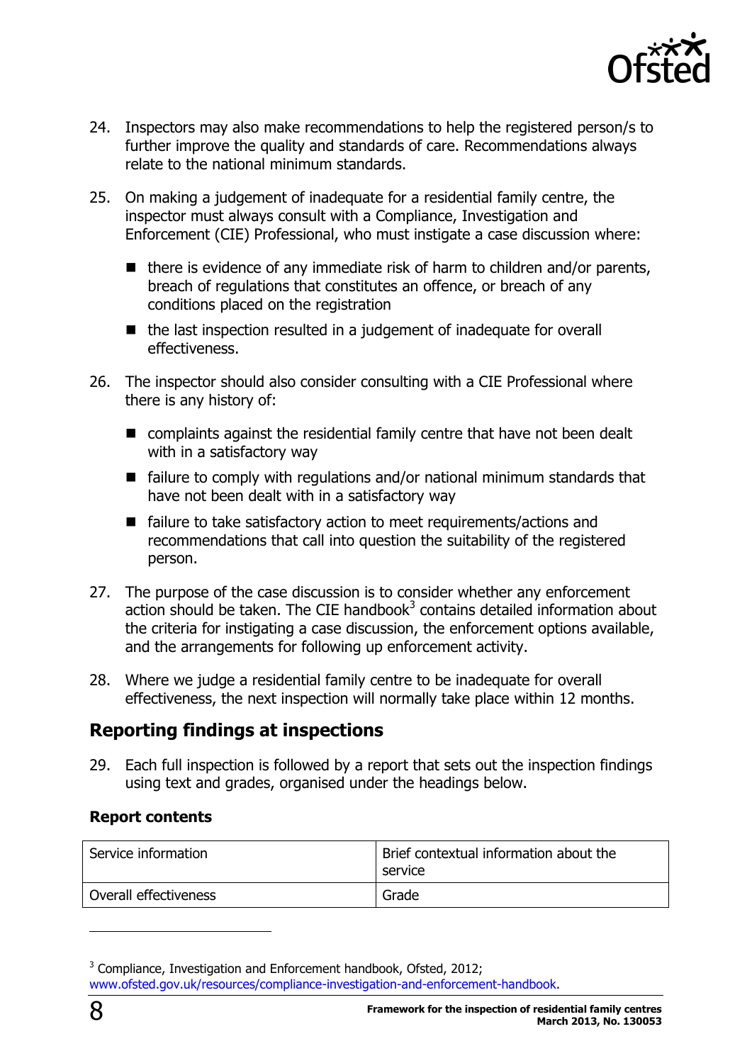24. Inspectors may also make recommendations to help the registered person/s to further improve the quality and standards of care. Recommendations always relate to the national minimum standards.

25. On making a judgement of inadequate for a residential family centre, the inspector must always consult with a Compliance, Investigation and Enforcement (CIE) Professional, who must instigate a case discussion where:

    - there is evidence of any immediate risk of harm to children and/or parents, breach of regulations that constitutes an offence, or breach of any conditions placed on the registration
    - the last inspection resulted in a judgement of inadequate for overall effectiveness.

26. The inspector should also consider consulting with a CIE Professional where there is any history of:

    - complaints against the residential family centre that have not been dealt with in a satisfactory way
    - failure to comply with regulations and/or national minimum standards that have not been dealt with in a satisfactory way
    - failure to take satisfactory action to meet requirements/actions and recommendations that call into question the suitability of the registered person.

27. The purpose of the case discussion is to consider whether any enforcement action should be taken. The CIE handbook[3] contains detailed information about the criteria for instigating a case discussion, the enforcement options available, and the arrangements for following up enforcement activity.

28. Where we judge a residential family centre to be inadequate for overall effectiveness, the next inspection will normally take place within 12 months.

## Reporting findings at inspections

29. Each full inspection is followed by a report that sets out the inspection findings using text and grades, organised under the headings below.

**Report contents**

| Service information | Brief contextual information about the service |
|---|---|
| Overall effectiveness | Grade |

[3] Compliance, Investigation and Enforcement handbook, Ofsted, 2012; www.ofsted.gov.uk/resources/compliance-investigation-and-enforcement-handbook.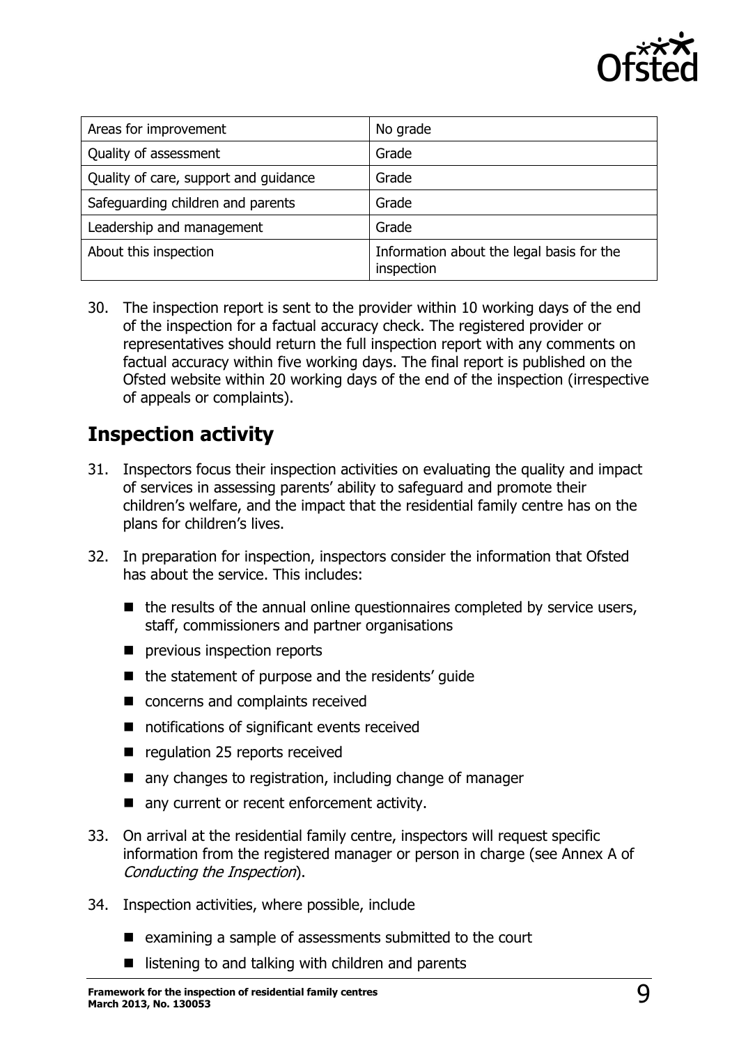| Areas for improvement | No grade |
|---|---|
| Quality of assessment | Grade |
| Quality of care, support and guidance | Grade |
| Safeguarding children and parents | Grade |
| Leadership and management | Grade |
| About this inspection | Information about the legal basis for the inspection |

30. The inspection report is sent to the provider within 10 working days of the end of the inspection for a factual accuracy check. The registered provider or representatives should return the full inspection report with any comments on factual accuracy within five working days. The final report is published on the Ofsted website within 20 working days of the end of the inspection (irrespective of appeals or complaints).

## Inspection activity

31. Inspectors focus their inspection activities on evaluating the quality and impact of services in assessing parents' ability to safeguard and promote their children's welfare, and the impact that the residential family centre has on the plans for children's lives.

32. In preparation for inspection, inspectors consider the information that Ofsted has about the service. This includes:
    - the results of the annual online questionnaires completed by service users, staff, commissioners and partner organisations
    - previous inspection reports
    - the statement of purpose and the residents' guide
    - concerns and complaints received
    - notifications of significant events received
    - regulation 25 reports received
    - any changes to registration, including change of manager
    - any current or recent enforcement activity.

33. On arrival at the residential family centre, inspectors will request specific information from the registered manager or person in charge (see Annex A of *Conducting the Inspection*).

34. Inspection activities, where possible, include
    - examining a sample of assessments submitted to the court
    - listening to and talking with children and parents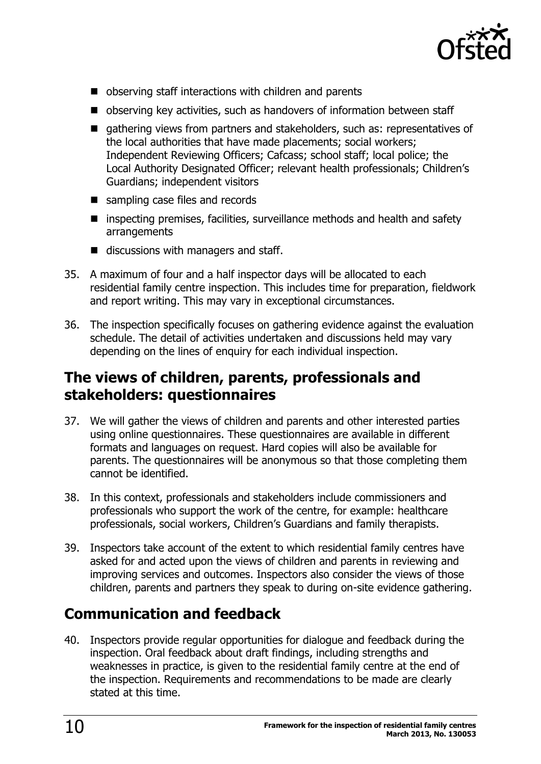- observing staff interactions with children and parents
- observing key activities, such as handovers of information between staff
- gathering views from partners and stakeholders, such as: representatives of the local authorities that have made placements; social workers; Independent Reviewing Officers; Cafcass; school staff; local police; the Local Authority Designated Officer; relevant health professionals; Children's Guardians; independent visitors
- sampling case files and records
- inspecting premises, facilities, surveillance methods and health and safety arrangements
- discussions with managers and staff.

35. A maximum of four and a half inspector days will be allocated to each residential family centre inspection. This includes time for preparation, fieldwork and report writing. This may vary in exceptional circumstances.

36. The inspection specifically focuses on gathering evidence against the evaluation schedule. The detail of activities undertaken and discussions held may vary depending on the lines of enquiry for each individual inspection.

## The views of children, parents, professionals and stakeholders: questionnaires

37. We will gather the views of children and parents and other interested parties using online questionnaires. These questionnaires are available in different formats and languages on request. Hard copies will also be available for parents. The questionnaires will be anonymous so that those completing them cannot be identified.

38. In this context, professionals and stakeholders include commissioners and professionals who support the work of the centre, for example: healthcare professionals, social workers, Children's Guardians and family therapists.

39. Inspectors take account of the extent to which residential family centres have asked for and acted upon the views of children and parents in reviewing and improving services and outcomes. Inspectors also consider the views of those children, parents and partners they speak to during on-site evidence gathering.

## Communication and feedback

40. Inspectors provide regular opportunities for dialogue and feedback during the inspection. Oral feedback about draft findings, including strengths and weaknesses in practice, is given to the residential family centre at the end of the inspection. Requirements and recommendations to be made are clearly stated at this time.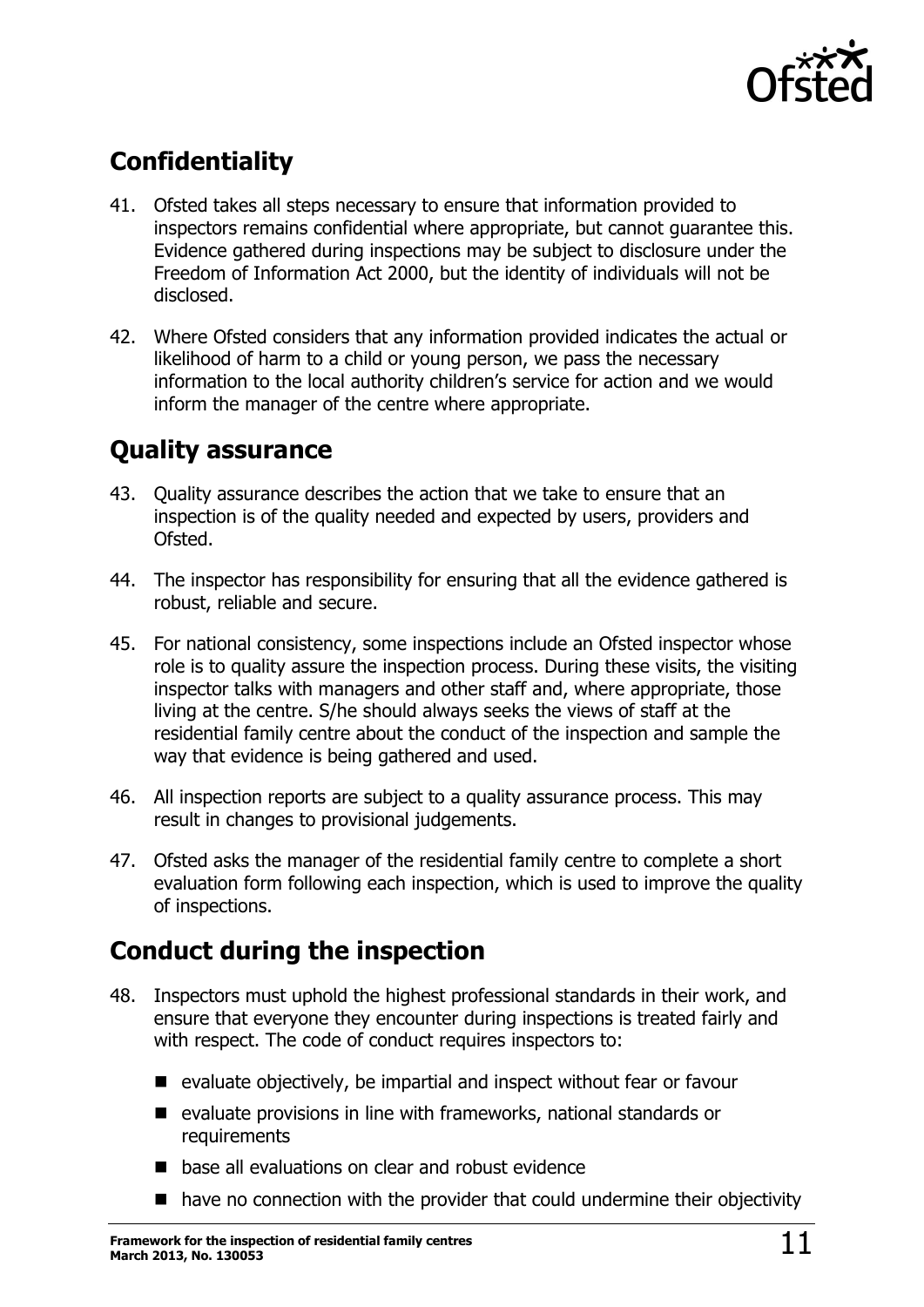## Confidentiality

41. Ofsted takes all steps necessary to ensure that information provided to inspectors remains confidential where appropriate, but cannot guarantee this. Evidence gathered during inspections may be subject to disclosure under the Freedom of Information Act 2000, but the identity of individuals will not be disclosed.

42. Where Ofsted considers that any information provided indicates the actual or likelihood of harm to a child or young person, we pass the necessary information to the local authority children's service for action and we would inform the manager of the centre where appropriate.

## Quality assurance

43. Quality assurance describes the action that we take to ensure that an inspection is of the quality needed and expected by users, providers and Ofsted.

44. The inspector has responsibility for ensuring that all the evidence gathered is robust, reliable and secure.

45. For national consistency, some inspections include an Ofsted inspector whose role is to quality assure the inspection process. During these visits, the visiting inspector talks with managers and other staff and, where appropriate, those living at the centre. S/he should always seeks the views of staff at the residential family centre about the conduct of the inspection and sample the way that evidence is being gathered and used.

46. All inspection reports are subject to a quality assurance process. This may result in changes to provisional judgements.

47. Ofsted asks the manager of the residential family centre to complete a short evaluation form following each inspection, which is used to improve the quality of inspections.

## Conduct during the inspection

48. Inspectors must uphold the highest professional standards in their work, and ensure that everyone they encounter during inspections is treated fairly and with respect. The code of conduct requires inspectors to:

   - evaluate objectively, be impartial and inspect without fear or favour
   - evaluate provisions in line with frameworks, national standards or requirements
   - base all evaluations on clear and robust evidence
   - have no connection with the provider that could undermine their objectivity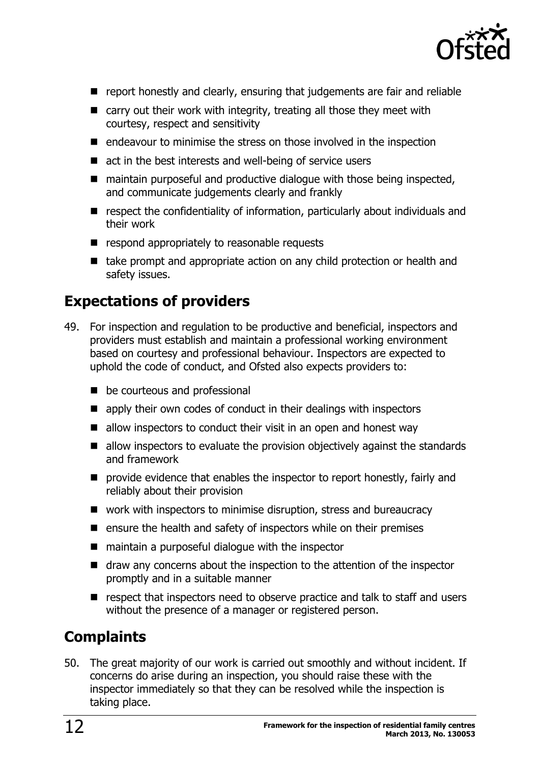- report honestly and clearly, ensuring that judgements are fair and reliable
- carry out their work with integrity, treating all those they meet with courtesy, respect and sensitivity
- endeavour to minimise the stress on those involved in the inspection
- act in the best interests and well-being of service users
- maintain purposeful and productive dialogue with those being inspected, and communicate judgements clearly and frankly
- respect the confidentiality of information, particularly about individuals and their work
- respond appropriately to reasonable requests
- take prompt and appropriate action on any child protection or health and safety issues.

## Expectations of providers

49. For inspection and regulation to be productive and beneficial, inspectors and providers must establish and maintain a professional working environment based on courtesy and professional behaviour. Inspectors are expected to uphold the code of conduct, and Ofsted also expects providers to:

    - be courteous and professional
    - apply their own codes of conduct in their dealings with inspectors
    - allow inspectors to conduct their visit in an open and honest way
    - allow inspectors to evaluate the provision objectively against the standards and framework
    - provide evidence that enables the inspector to report honestly, fairly and reliably about their provision
    - work with inspectors to minimise disruption, stress and bureaucracy
    - ensure the health and safety of inspectors while on their premises
    - maintain a purposeful dialogue with the inspector
    - draw any concerns about the inspection to the attention of the inspector promptly and in a suitable manner
    - respect that inspectors need to observe practice and talk to staff and users without the presence of a manager or registered person.

## Complaints

50. The great majority of our work is carried out smoothly and without incident. If concerns do arise during an inspection, you should raise these with the inspector immediately so that they can be resolved while the inspection is taking place.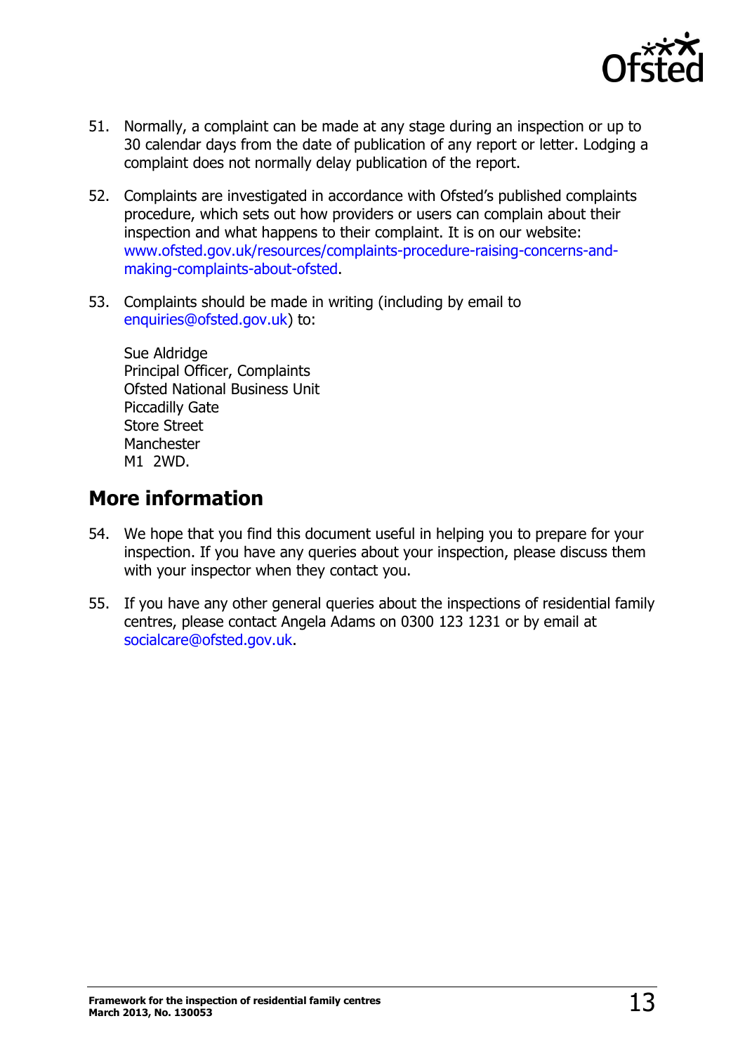51. Normally, a complaint can be made at any stage during an inspection or up to 30 calendar days from the date of publication of any report or letter. Lodging a complaint does not normally delay publication of the report.

52. Complaints are investigated in accordance with Ofsted's published complaints procedure, which sets out how providers or users can complain about their inspection and what happens to their complaint. It is on our website: www.ofsted.gov.uk/resources/complaints-procedure-raising-concerns-and-making-complaints-about-ofsted.

53. Complaints should be made in writing (including by email to enquiries@ofsted.gov.uk) to:

    Sue Aldridge
    Principal Officer, Complaints
    Ofsted National Business Unit
    Piccadilly Gate
    Store Street
    Manchester
    M1 2WD.

## More information

54. We hope that you find this document useful in helping you to prepare for your inspection. If you have any queries about your inspection, please discuss them with your inspector when they contact you.

55. If you have any other general queries about the inspections of residential family centres, please contact Angela Adams on 0300 123 1231 or by email at socialcare@ofsted.gov.uk.